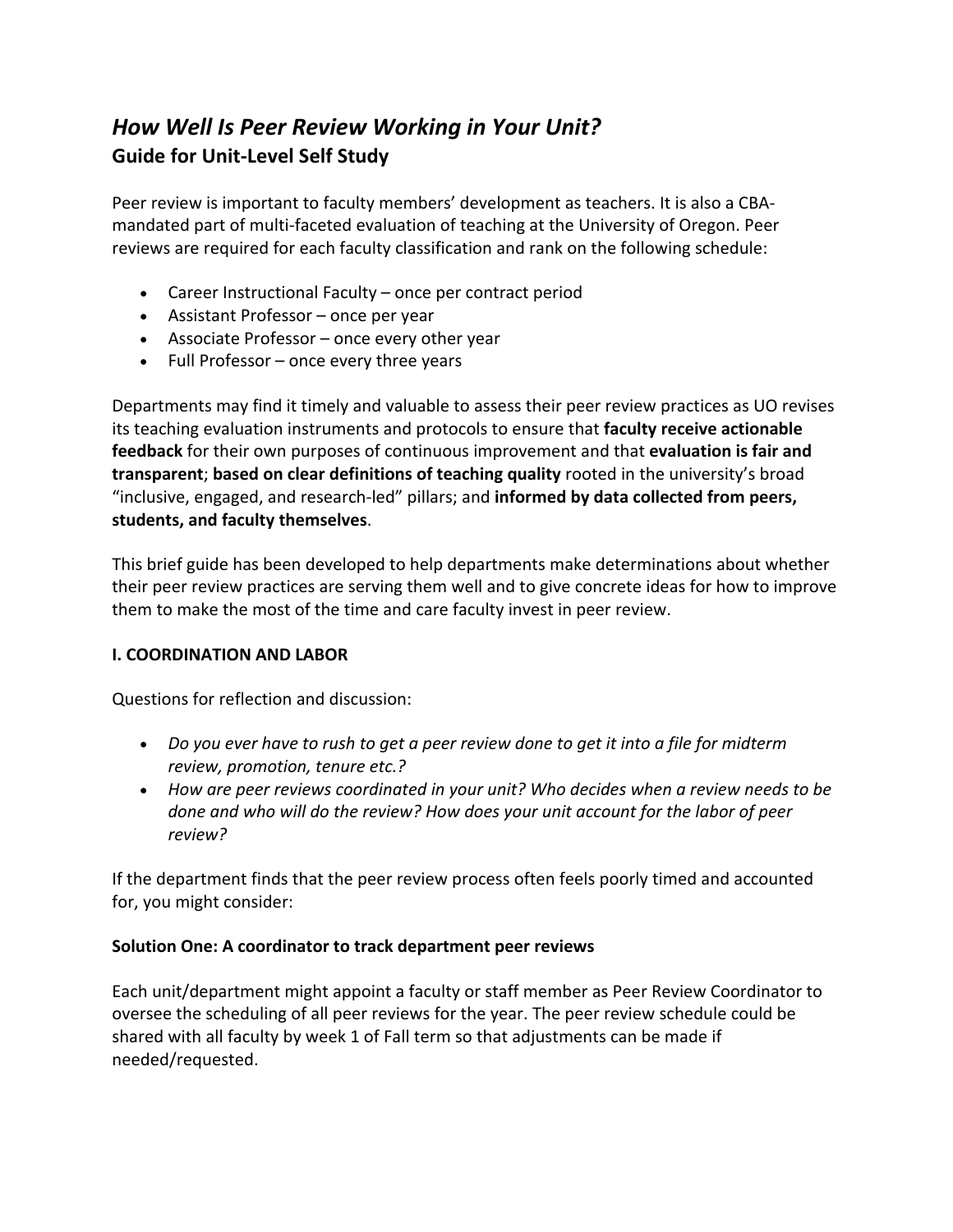# *How Well Is Peer Review Working in Your Unit?*

## Guide for Unit-Level Self Study

Peer review is important to faculty members' development as teachers. It is also a CBA-mandated part of multi-faceted evaluation of teaching at the University of Oregon. Peer reviews are required for each faculty classification and rank on the following schedule:

- Career Instructional Faculty – once per contract period
- Assistant Professor – once per year
- Associate Professor – once every other year
- Full Professor – once every three years

Departments may find it timely and valuable to assess their peer review practices as UO revises its teaching evaluation instruments and protocols to ensure that **faculty receive actionable feedback** for their own purposes of continuous improvement and that **evaluation is fair and transparent**; **based on clear definitions of teaching quality** rooted in the university's broad "inclusive, engaged, and research-led" pillars; and **informed by data collected from peers, students, and faculty themselves**.

This brief guide has been developed to help departments make determinations about whether their peer review practices are serving them well and to give concrete ideas for how to improve them to make the most of the time and care faculty invest in peer review.

### I. COORDINATION AND LABOR

Questions for reflection and discussion:

- *Do you ever have to rush to get a peer review done to get it into a file for midterm review, promotion, tenure etc.?*
- *How are peer reviews coordinated in your unit? Who decides when a review needs to be done and who will do the review? How does your unit account for the labor of peer review?*

If the department finds that the peer review process often feels poorly timed and accounted for, you might consider:

#### Solution One: A coordinator to track department peer reviews

Each unit/department might appoint a faculty or staff member as Peer Review Coordinator to oversee the scheduling of all peer reviews for the year. The peer review schedule could be shared with all faculty by week 1 of Fall term so that adjustments can be made if needed/requested.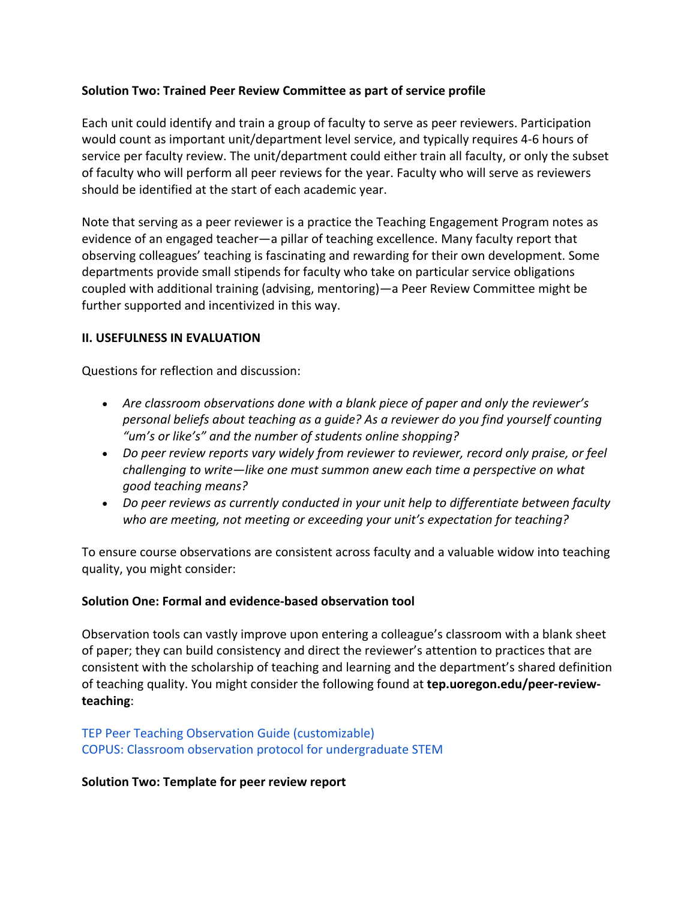**Solution Two: Trained Peer Review Committee as part of service profile**

Each unit could identify and train a group of faculty to serve as peer reviewers. Participation would count as important unit/department level service, and typically requires 4-6 hours of service per faculty review. The unit/department could either train all faculty, or only the subset of faculty who will perform all peer reviews for the year. Faculty who will serve as reviewers should be identified at the start of each academic year.

Note that serving as a peer reviewer is a practice the Teaching Engagement Program notes as evidence of an engaged teacher—a pillar of teaching excellence. Many faculty report that observing colleagues' teaching is fascinating and rewarding for their own development. Some departments provide small stipends for faculty who take on particular service obligations coupled with additional training (advising, mentoring)—a Peer Review Committee might be further supported and incentivized in this way.

## II. USEFULNESS IN EVALUATION

Questions for reflection and discussion:

- *Are classroom observations done with a blank piece of paper and only the reviewer's personal beliefs about teaching as a guide? As a reviewer do you find yourself counting "um's or like's" and the number of students online shopping?*
- *Do peer review reports vary widely from reviewer to reviewer, record only praise, or feel challenging to write—like one must summon anew each time a perspective on what good teaching means?*
- *Do peer reviews as currently conducted in your unit help to differentiate between faculty who are meeting, not meeting or exceeding your unit's expectation for teaching?*

To ensure course observations are consistent across faculty and a valuable widow into teaching quality, you might consider:

**Solution One: Formal and evidence-based observation tool**

Observation tools can vastly improve upon entering a colleague's classroom with a blank sheet of paper; they can build consistency and direct the reviewer's attention to practices that are consistent with the scholarship of teaching and learning and the department's shared definition of teaching quality. You might consider the following found at **tep.uoregon.edu/peer-review-teaching**:

TEP Peer Teaching Observation Guide (customizable)
COPUS: Classroom observation protocol for undergraduate STEM

**Solution Two: Template for peer review report**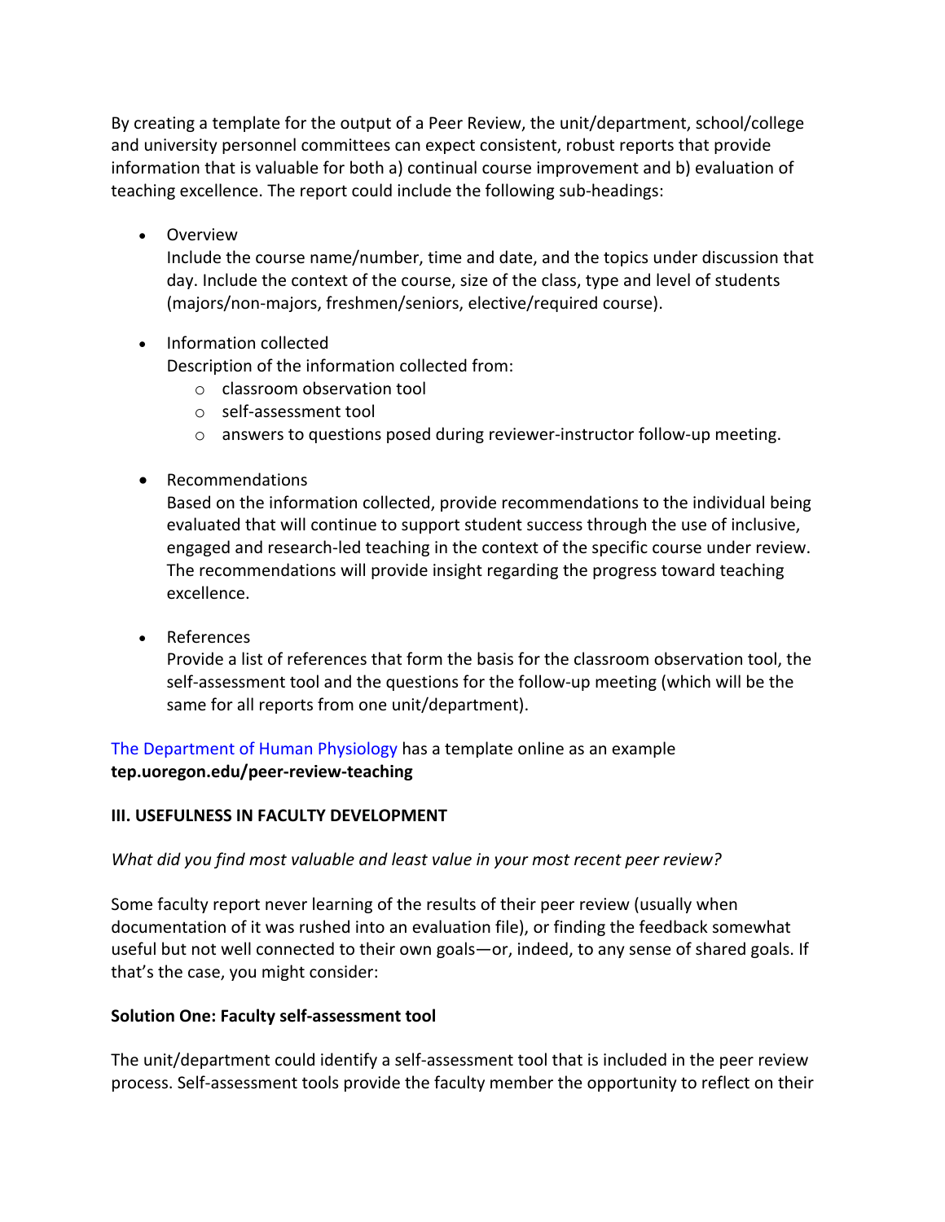By creating a template for the output of a Peer Review, the unit/department, school/college and university personnel committees can expect consistent, robust reports that provide information that is valuable for both a) continual course improvement and b) evaluation of teaching excellence. The report could include the following sub-headings:

- Overview
  Include the course name/number, time and date, and the topics under discussion that day. Include the context of the course, size of the class, type and level of students (majors/non-majors, freshmen/seniors, elective/required course).

- Information collected
  Description of the information collected from:
  - classroom observation tool
  - self-assessment tool
  - answers to questions posed during reviewer-instructor follow-up meeting.

- Recommendations
  Based on the information collected, provide recommendations to the individual being evaluated that will continue to support student success through the use of inclusive, engaged and research-led teaching in the context of the specific course under review. The recommendations will provide insight regarding the progress toward teaching excellence.

- References
  Provide a list of references that form the basis for the classroom observation tool, the self-assessment tool and the questions for the follow-up meeting (which will be the same for all reports from one unit/department).

The Department of Human Physiology has a template online as an example
**tep.uoregon.edu/peer-review-teaching**

**III. USEFULNESS IN FACULTY DEVELOPMENT**

*What did you find most valuable and least value in your most recent peer review?*

Some faculty report never learning of the results of their peer review (usually when documentation of it was rushed into an evaluation file), or finding the feedback somewhat useful but not well connected to their own goals—or, indeed, to any sense of shared goals. If that's the case, you might consider:

**Solution One: Faculty self-assessment tool**

The unit/department could identify a self-assessment tool that is included in the peer review process. Self-assessment tools provide the faculty member the opportunity to reflect on their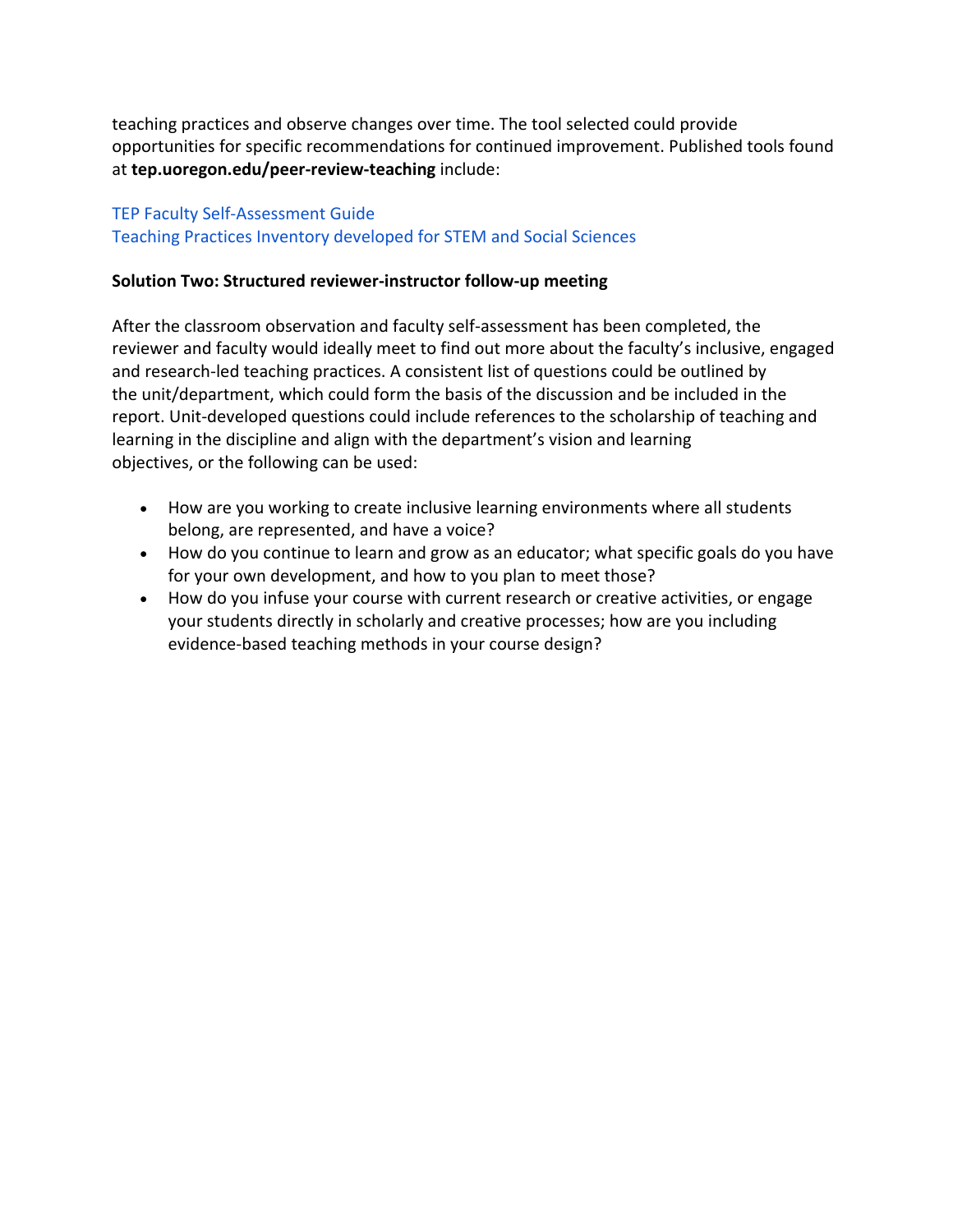teaching practices and observe changes over time. The tool selected could provide opportunities for specific recommendations for continued improvement. Published tools found at **tep.uoregon.edu/peer-review-teaching** include:

TEP Faculty Self-Assessment Guide
Teaching Practices Inventory developed for STEM and Social Sciences

**Solution Two: Structured reviewer-instructor follow-up meeting**

After the classroom observation and faculty self-assessment has been completed, the reviewer and faculty would ideally meet to find out more about the faculty's inclusive, engaged and research-led teaching practices. A consistent list of questions could be outlined by the unit/department, which could form the basis of the discussion and be included in the report. Unit-developed questions could include references to the scholarship of teaching and learning in the discipline and align with the department's vision and learning objectives, or the following can be used:

- How are you working to create inclusive learning environments where all students belong, are represented, and have a voice?
- How do you continue to learn and grow as an educator; what specific goals do you have for your own development, and how to you plan to meet those?
- How do you infuse your course with current research or creative activities, or engage your students directly in scholarly and creative processes; how are you including evidence-based teaching methods in your course design?